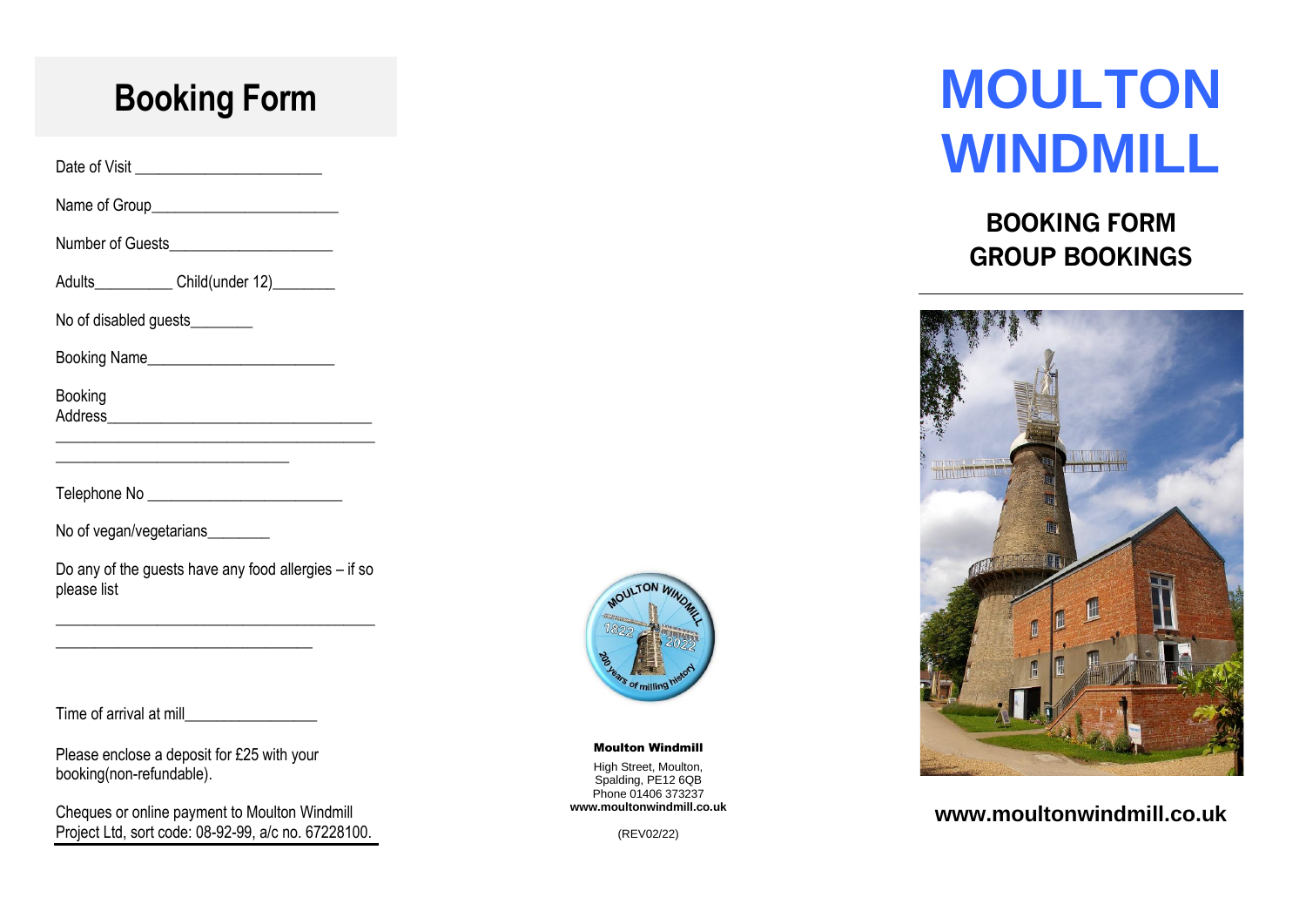# Booking Form

Date of Visit ________________________

Name of Group________________________

Number of Guests_____________________

Adults__________ Child(under 12)________

No of disabled guests________

Booking Name________________________

Booking Address__________________________________
_____________________________________________
______________________________

Telephone No _________________________

No of vegan/vegetarians________

Do any of the guests have any food allergies – if so please list

_____________________________________________
_________________________________

Time of arrival at mill_________________

Please enclose a deposit for £25 with your booking(non-refundable).

Cheques or online payment to Moulton Windmill Project Ltd, sort code: 08-92-99, a/c no. 67228100.

**Moulton Windmill**

High Street, Moulton,
Spalding, PE12 6QB
Phone 01406 373237
**www.moultonwindmill.co.uk**

(REV02/22)

# MOULTON WINDMILL

## BOOKING FORM
## GROUP BOOKINGS

**www.moultonwindmill.co.uk**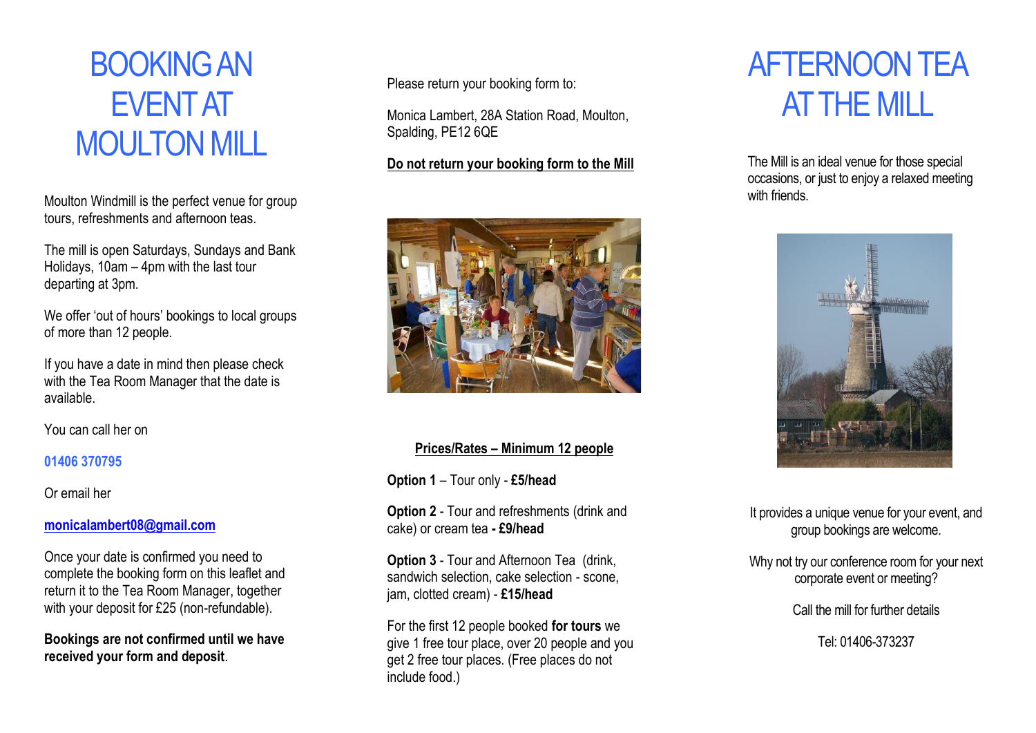# BOOKING AN EVENT AT MOULTON MILL

Moulton Windmill is the perfect venue for group tours, refreshments and afternoon teas.

The mill is open Saturdays, Sundays and Bank Holidays, 10am – 4pm with the last tour departing at 3pm.

We offer 'out of hours' bookings to local groups of more than 12 people.

If you have a date in mind then please check with the Tea Room Manager that the date is available.

You can call her on

**01406 370795**

Or email her

**monicalambert08@gmail.com**

Once your date is confirmed you need to complete the booking form on this leaflet and return it to the Tea Room Manager, together with your deposit for £25 (non-refundable).

**Bookings are not confirmed until we have received your form and deposit**.

Please return your booking form to:

Monica Lambert, 28A Station Road, Moulton, Spalding, PE12 6QE

**Do not return your booking form to the Mill**

**Prices/Rates – Minimum 12 people**

**Option 1** – Tour only - **£5/head**

**Option 2** - Tour and refreshments (drink and cake) or cream tea **- £9/head**

**Option 3** - Tour and Afternoon Tea (drink, sandwich selection, cake selection - scone, jam, clotted cream) - **£15/head**

For the first 12 people booked **for tours** we give 1 free tour place, over 20 people and you get 2 free tour places. (Free places do not include food.)

# AFTERNOON TEA AT THE MILL

The Mill is an ideal venue for those special occasions, or just to enjoy a relaxed meeting with friends.

It provides a unique venue for your event, and group bookings are welcome.

Why not try our conference room for your next corporate event or meeting?

Call the mill for further details

Tel: 01406-373237